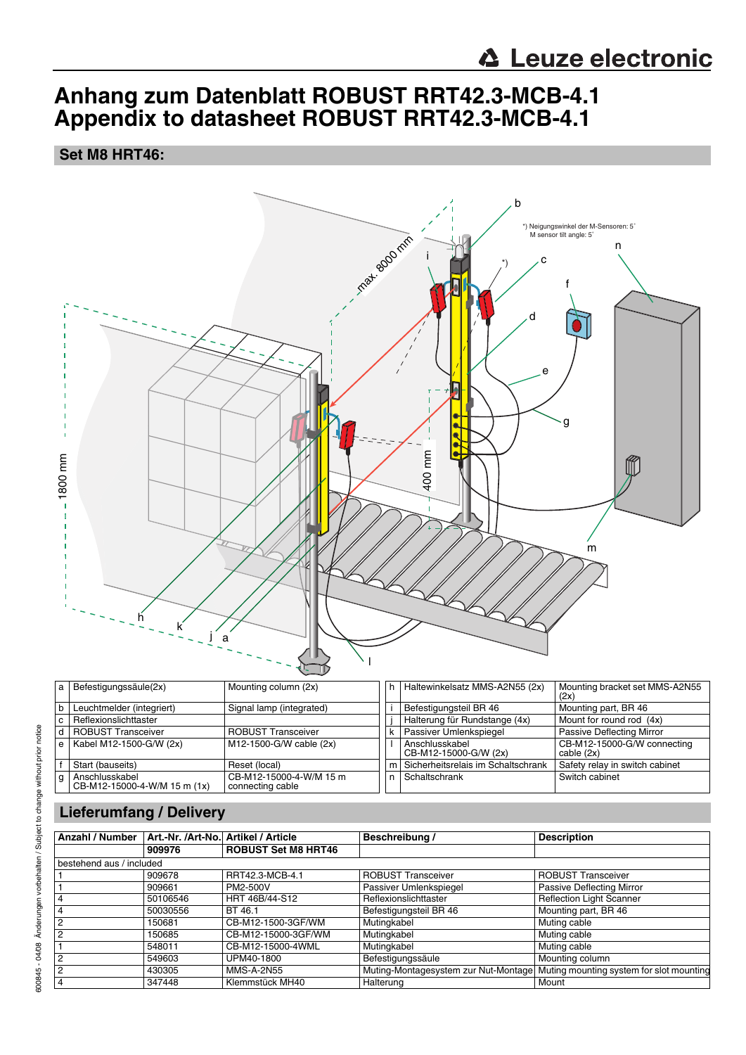# Anhang zum Datenblatt ROBUST RRT42.3-MCB-4.1
# Appendix to datasheet ROBUST RRT42.3-MCB-4.1

## Set M8 HRT46:

*) Neigungswinkel der M-Sensoren: 5°
M sensor tilt angle: 5°

max. 8000 mm

1800 mm

400 mm

| | | | | | | |
|---|---|---|---|---|---|---|
| a | Befestigungssäule(2x) | Mounting column (2x) | h | Haltewinkelsatz MMS-A2N55 (2x) | Mounting bracket set MMS-A2N55 (2x) |
| b | Leuchtmelder (integriert) | Signal lamp (integrated) | i | Befestigungsteil BR 46 | Mounting part, BR 46 |
| c | Reflexionslichttaster | | j | Halterung für Rundstange (4x) | Mount for round rod (4x) |
| d | ROBUST Transceiver | ROBUST Transceiver | k | Passiver Umlenkspiegel | Passive Deflecting Mirror |
| e | Kabel M12-1500-G/W (2x) | M12-1500-G/W cable (2x) | l | Anschlusskabel CB-M12-15000-G/W (2x) | CB-M12-15000-G/W connecting cable (2x) |
| f | Start (bauseits) | Reset (local) | m | Sicherheitsrelais im Schaltschrank | Safety relay in switch cabinet |
| g | Anschlusskabel CB-M12-15000-4-W/M 15 m (1x) | CB-M12-15000-4-W/M 15 m connecting cable | n | Schaltschrank | Switch cabinet |

## Lieferumfang / Delivery

| Anzahl / Number | Art.-Nr. /Art-No. | Artikel / Article | Beschreibung / | Description |
|---|---|---|---|---|
| | 909976 | **ROBUST Set M8 HRT46** | | |
| bestehend aus / included | | | | |
| 1 | 909678 | RRT42.3-MCB-4.1 | ROBUST Transceiver | ROBUST Transceiver |
| 1 | 909661 | PM2-500V | Passiver Umlenkspiegel | Passive Deflecting Mirror |
| 4 | 50106546 | HRT 46B/44-S12 | Reflexionslichttaster | Reflection Light Scanner |
| 4 | 50030556 | BT 46.1 | Befestigungsteil BR 46 | Mounting part, BR 46 |
| 2 | 150681 | CB-M12-1500-3GF/WM | Mutingkabel | Muting cable |
| 2 | 150685 | CB-M12-15000-3GF/WM | Mutingkabel | Muting cable |
| 1 | 548011 | CB-M12-15000-4WML | Mutingkabel | Muting cable |
| 2 | 549603 | UPM40-1800 | Befestigungssäule | Mounting column |
| 2 | 430305 | MMS-A-2N55 | Muting-Montagesystem zur Nut-Montage | Muting mounting system for slot mounting |
| 4 | 347448 | Klemmstück MH40 | Halterung | Mount |

600845 - 04/08 Änderungen vorbehalten / Subject to change without prior notice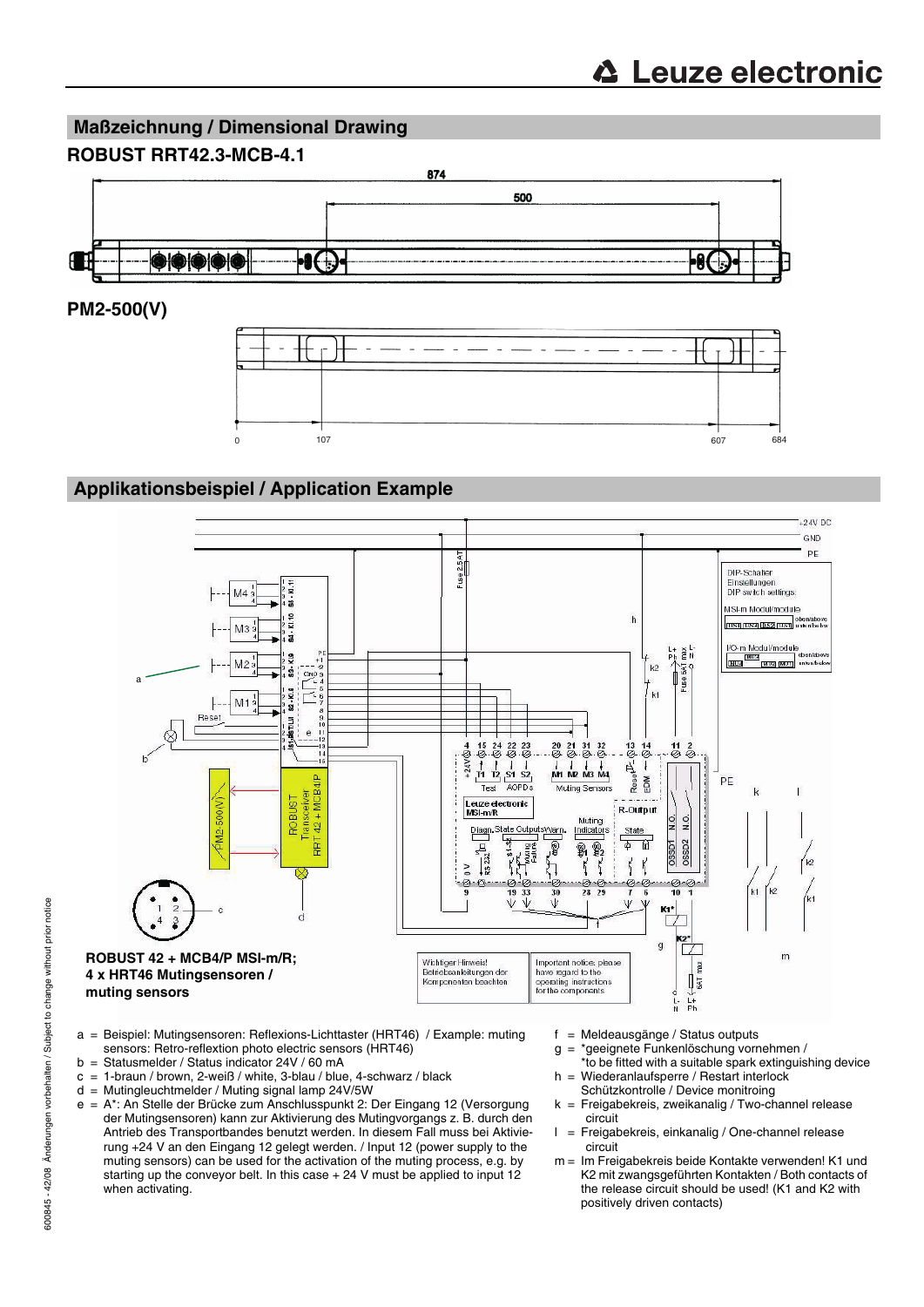## Maßzeichnung / Dimensional Drawing

### ROBUST RRT42.3-MCB-4.1

874

500

### PM2-500(V)

0

107

607

684

## Applikationsbeispiel / Application Example

+24V DC

GND

PE

DIP-Schalter Einstellungen
DIP switch settings:

MSI-m Modul/module

I/O-m Modul/module

ROBUST 42 + MCB4/P MSI-m/R;
4 x HRT46 Mutingsensoren / muting sensors

Wichtiger Hinweis! Betriebsanleitungen der Komponenten beachten

Important notice: please have regard to the operating instructions for the components

- a = Beispiel: Mutingsensoren: Reflexions-Lichttaster (HRT46) / Example: muting sensors: Retro-reflextion photo electric sensors (HRT46)
- b = Statusmelder / Status indicator 24V / 60 mA
- c = 1-braun / brown, 2-weiß / white, 3-blau / blue, 4-schwarz / black
- d = Mutingleuchtmelder / Muting signal lamp 24V/5W
- e = A*: An Stelle der Brücke zum Anschlusspunkt 2: Der Eingang 12 (Versorgung der Mutingsensoren) kann zur Aktivierung des Mutingvorgangs z. B. durch den Antrieb des Transportbandes benutzt werden. In diesem Fall muss bei Aktivierung +24 V an den Eingang 12 gelegt werden. / Input 12 (power supply to the muting sensors) can be used for the activation of the muting process, e.g. by starting up the conveyor belt. In this case + 24 V must be applied to input 12 when activating.
- f = Meldeausgänge / Status outputs
- g = *geeignete Funkenlöschung vornehmen / *to be fitted with a suitable spark extinguishing device
- h = Wiederanlaufsperre / Restart interlock Schützkontrolle / Device monitroing
- k = Freigabekreis, zweikanalig / Two-channel release circuit
- l = Freigabekreis, einkanalig / One-channel release circuit
- m = Im Freigabekreis beide Kontakte verwenden! K1 und K2 mit zwangsgeführten Kontakten / Both contacts of the release circuit should be used! (K1 and K2 with positively driven contacts)